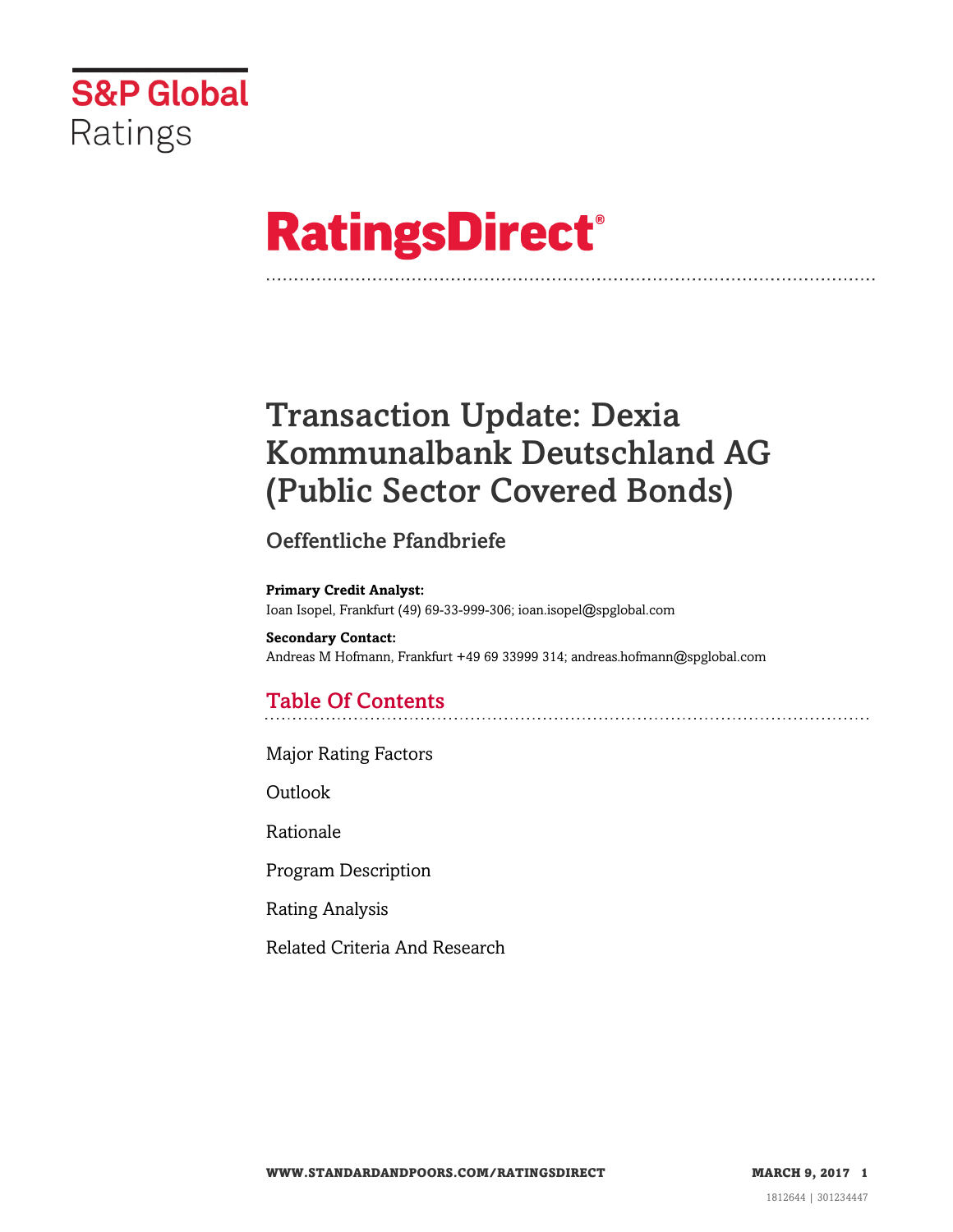S&P Global Ratings

# RatingsDirect®

# Transaction Update: Dexia Kommunalbank Deutschland AG (Public Sector Covered Bonds)

## Oeffentliche Pfandbriefe

**Primary Credit Analyst:**
Ioan Isopel, Frankfurt (49) 69-33-999-306; ioan.isopel@spglobal.com

**Secondary Contact:**
Andreas M Hofmann, Frankfurt +49 69 33999 314; andreas.hofmann@spglobal.com

## Table Of Contents

Major Rating Factors

Outlook

Rationale

Program Description

Rating Analysis

Related Criteria And Research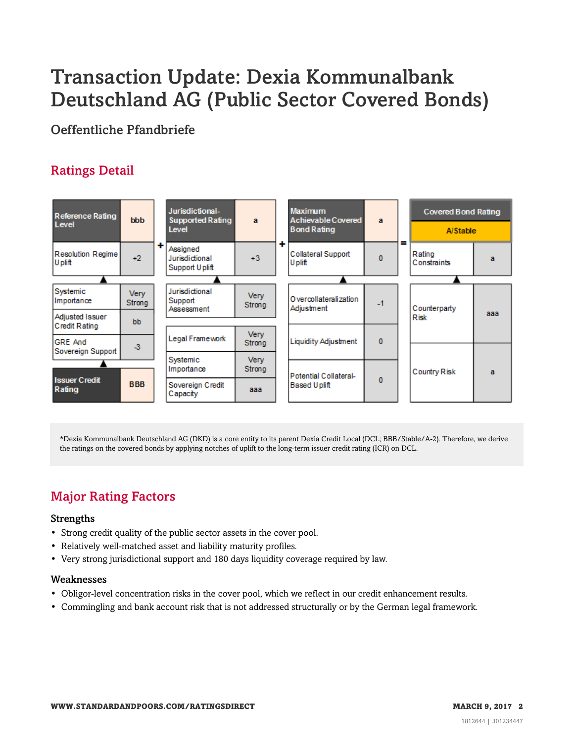# Transaction Update: Dexia Kommunalbank Deutschland AG (Public Sector Covered Bonds)

## Oeffentliche Pfandbriefe

## Ratings Detail

| Reference Rating Level | bbb |
|---|---|
| Resolution Regime Uplift | +2 |
| Systemic Importance | Very Strong |
| Adjusted Issuer Credit Rating | bb |
| GRE And Sovereign Support | -3 |
| Issuer Credit Rating | BBB |

+

| Jurisdictional-Supported Rating Level | a |
|---|---|
| Assigned Jurisdictional Support Uplift | +3 |
| Jurisdictional Support Assessment | Very Strong |
| Legal Framework | Very Strong |
| Systemic Importance | Very Strong |
| Sovereign Credit Capacity | aaa |

+

| Maximum Achievable Covered Bond Rating | a |
|---|---|
| Collateral Support Uplift | 0 |
| Overcollateralization Adjustment | -1 |
| Liquidity Adjustment | 0 |
| Potential Collateral-Based Uplift | 0 |

=

| Covered Bond Rating | A/Stable |
|---|---|
| Rating Constraints | a |
| Counterparty Risk | aaa |
| Country Risk | a |

*Dexia Kommunalbank Deutschland AG (DKD) is a core entity to its parent Dexia Credit Local (DCL; BBB/Stable/A-2). Therefore, we derive the ratings on the covered bonds by applying notches of uplift to the long-term issuer credit rating (ICR) on DCL.

## Major Rating Factors

### Strengths

- Strong credit quality of the public sector assets in the cover pool.
- Relatively well-matched asset and liability maturity profiles.
- Very strong jurisdictional support and 180 days liquidity coverage required by law.

### Weaknesses

- Obligor-level concentration risks in the cover pool, which we reflect in our credit enhancement results.
- Commingling and bank account risk that is not addressed structurally or by the German legal framework.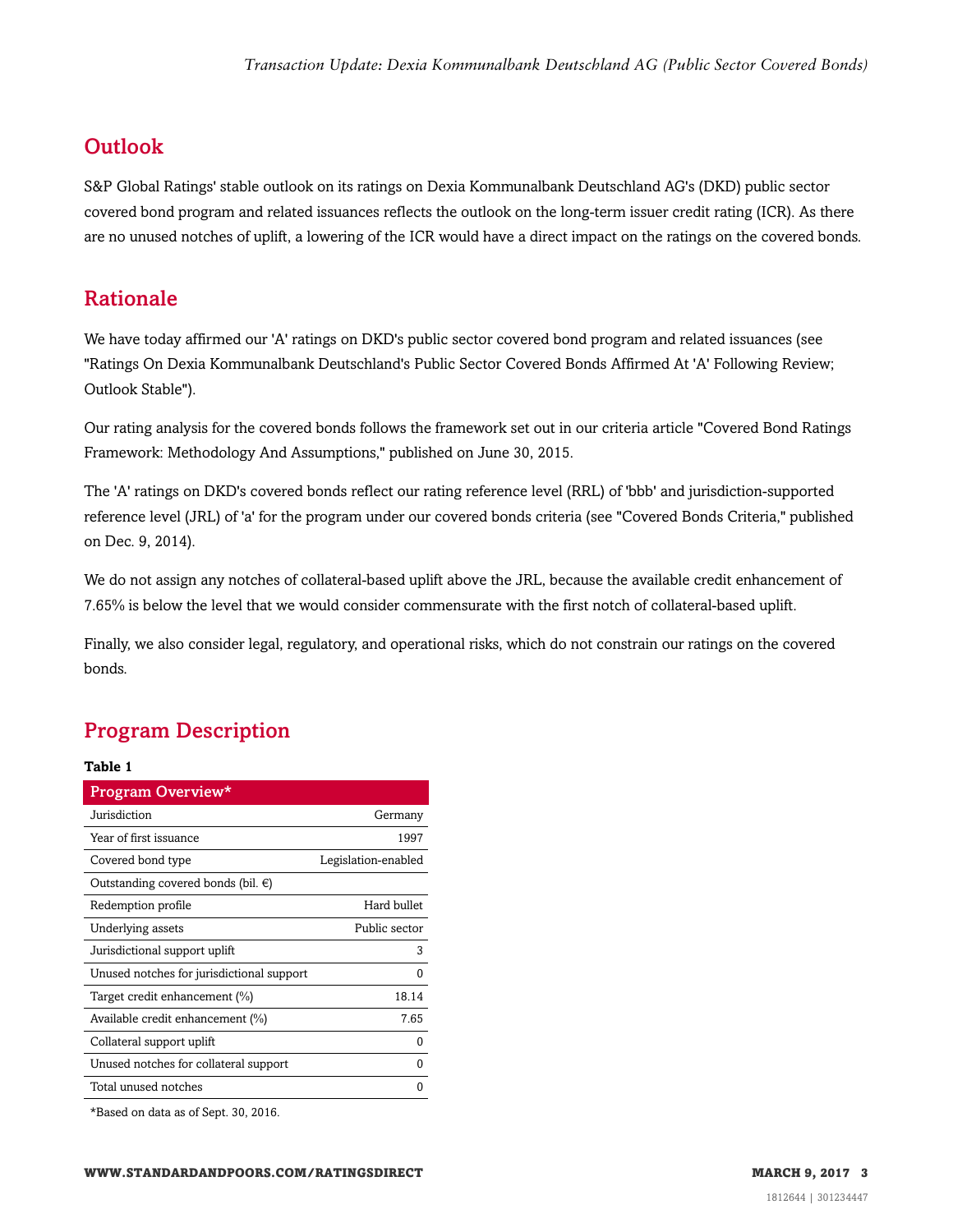## Outlook

S&P Global Ratings' stable outlook on its ratings on Dexia Kommunalbank Deutschland AG's (DKD) public sector covered bond program and related issuances reflects the outlook on the long-term issuer credit rating (ICR). As there are no unused notches of uplift, a lowering of the ICR would have a direct impact on the ratings on the covered bonds.

## Rationale

We have today affirmed our 'A' ratings on DKD's public sector covered bond program and related issuances (see "Ratings On Dexia Kommunalbank Deutschland's Public Sector Covered Bonds Affirmed At 'A' Following Review; Outlook Stable").

Our rating analysis for the covered bonds follows the framework set out in our criteria article "Covered Bond Ratings Framework: Methodology And Assumptions," published on June 30, 2015.

The 'A' ratings on DKD's covered bonds reflect our rating reference level (RRL) of 'bbb' and jurisdiction-supported reference level (JRL) of 'a' for the program under our covered bonds criteria (see "Covered Bonds Criteria," published on Dec. 9, 2014).

We do not assign any notches of collateral-based uplift above the JRL, because the available credit enhancement of 7.65% is below the level that we would consider commensurate with the first notch of collateral-based uplift.

Finally, we also consider legal, regulatory, and operational risks, which do not constrain our ratings on the covered bonds.

## Program Description

**Table 1**

| Program Overview* | |
|---|---|
| Jurisdiction | Germany |
| Year of first issuance | 1997 |
| Covered bond type | Legislation-enabled |
| Outstanding covered bonds (bil. €) | |
| Redemption profile | Hard bullet |
| Underlying assets | Public sector |
| Jurisdictional support uplift | 3 |
| Unused notches for jurisdictional support | 0 |
| Target credit enhancement (%) | 18.14 |
| Available credit enhancement (%) | 7.65 |
| Collateral support uplift | 0 |
| Unused notches for collateral support | 0 |
| Total unused notches | 0 |

*Based on data as of Sept. 30, 2016.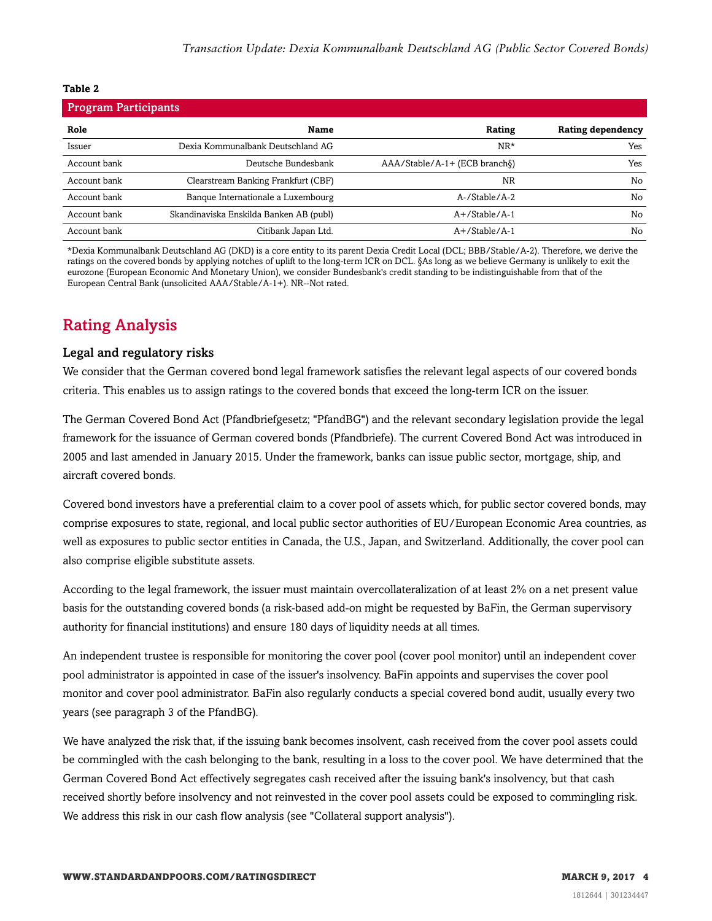**Table 2**

Program Participants

| Role | Name | Rating | Rating dependency |
|---|---|---|---|
| Issuer | Dexia Kommunalbank Deutschland AG | NR* | Yes |
| Account bank | Deutsche Bundesbank | AAA/Stable/A-1+ (ECB branch§) | Yes |
| Account bank | Clearstream Banking Frankfurt (CBF) | NR | No |
| Account bank | Banque Internationale a Luxembourg | A-/Stable/A-2 | No |
| Account bank | Skandinaviska Enskilda Banken AB (publ) | A+/Stable/A-1 | No |
| Account bank | Citibank Japan Ltd. | A+/Stable/A-1 | No |

*Dexia Kommunalbank Deutschland AG (DKD) is a core entity to its parent Dexia Credit Local (DCL; BBB/Stable/A-2). Therefore, we derive the ratings on the covered bonds by applying notches of uplift to the long-term ICR on DCL. §As long as we believe Germany is unlikely to exit the eurozone (European Economic And Monetary Union), we consider Bundesbank's credit standing to be indistinguishable from that of the European Central Bank (unsolicited AAA/Stable/A-1+). NR--Not rated.

## Rating Analysis

### Legal and regulatory risks

We consider that the German covered bond legal framework satisfies the relevant legal aspects of our covered bonds criteria. This enables us to assign ratings to the covered bonds that exceed the long-term ICR on the issuer.

The German Covered Bond Act (Pfandbriefgesetz; "PfandBG") and the relevant secondary legislation provide the legal framework for the issuance of German covered bonds (Pfandbriefe). The current Covered Bond Act was introduced in 2005 and last amended in January 2015. Under the framework, banks can issue public sector, mortgage, ship, and aircraft covered bonds.

Covered bond investors have a preferential claim to a cover pool of assets which, for public sector covered bonds, may comprise exposures to state, regional, and local public sector authorities of EU/European Economic Area countries, as well as exposures to public sector entities in Canada, the U.S., Japan, and Switzerland. Additionally, the cover pool can also comprise eligible substitute assets.

According to the legal framework, the issuer must maintain overcollateralization of at least 2% on a net present value basis for the outstanding covered bonds (a risk-based add-on might be requested by BaFin, the German supervisory authority for financial institutions) and ensure 180 days of liquidity needs at all times.

An independent trustee is responsible for monitoring the cover pool (cover pool monitor) until an independent cover pool administrator is appointed in case of the issuer's insolvency. BaFin appoints and supervises the cover pool monitor and cover pool administrator. BaFin also regularly conducts a special covered bond audit, usually every two years (see paragraph 3 of the PfandBG).

We have analyzed the risk that, if the issuing bank becomes insolvent, cash received from the cover pool assets could be commingled with the cash belonging to the bank, resulting in a loss to the cover pool. We have determined that the German Covered Bond Act effectively segregates cash received after the issuing bank's insolvency, but that cash received shortly before insolvency and not reinvested in the cover pool assets could be exposed to commingling risk. We address this risk in our cash flow analysis (see "Collateral support analysis").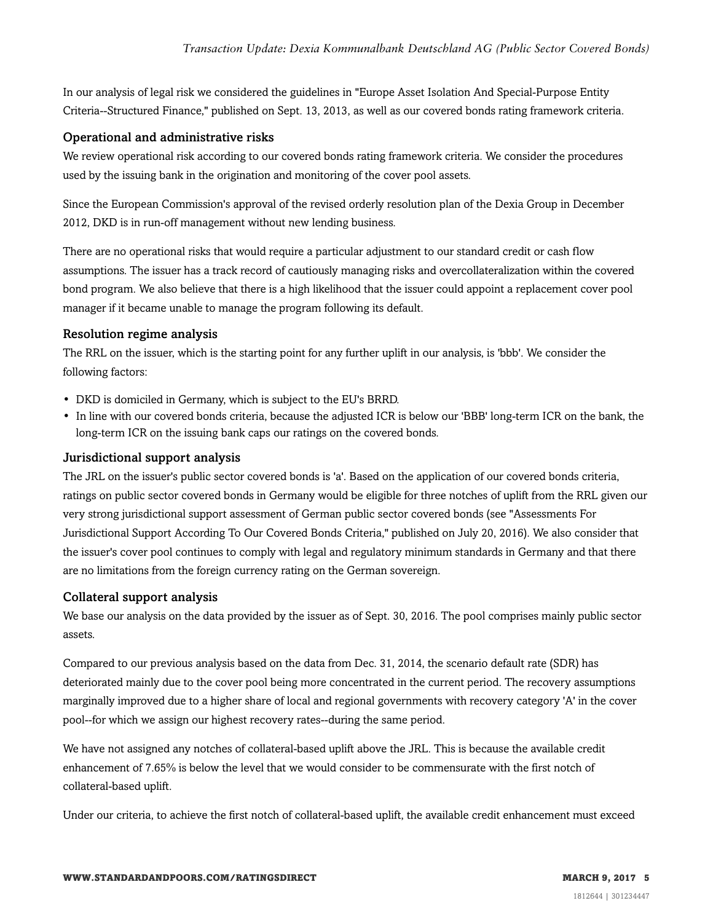In our analysis of legal risk we considered the guidelines in "Europe Asset Isolation And Special-Purpose Entity Criteria--Structured Finance," published on Sept. 13, 2013, as well as our covered bonds rating framework criteria.

### Operational and administrative risks

We review operational risk according to our covered bonds rating framework criteria. We consider the procedures used by the issuing bank in the origination and monitoring of the cover pool assets.

Since the European Commission's approval of the revised orderly resolution plan of the Dexia Group in December 2012, DKD is in run-off management without new lending business.

There are no operational risks that would require a particular adjustment to our standard credit or cash flow assumptions. The issuer has a track record of cautiously managing risks and overcollateralization within the covered bond program. We also believe that there is a high likelihood that the issuer could appoint a replacement cover pool manager if it became unable to manage the program following its default.

### Resolution regime analysis

The RRL on the issuer, which is the starting point for any further uplift in our analysis, is 'bbb'. We consider the following factors:

- DKD is domiciled in Germany, which is subject to the EU's BRRD.
- In line with our covered bonds criteria, because the adjusted ICR is below our 'BBB' long-term ICR on the bank, the long-term ICR on the issuing bank caps our ratings on the covered bonds.

### Jurisdictional support analysis

The JRL on the issuer's public sector covered bonds is 'a'. Based on the application of our covered bonds criteria, ratings on public sector covered bonds in Germany would be eligible for three notches of uplift from the RRL given our very strong jurisdictional support assessment of German public sector covered bonds (see "Assessments For Jurisdictional Support According To Our Covered Bonds Criteria," published on July 20, 2016). We also consider that the issuer's cover pool continues to comply with legal and regulatory minimum standards in Germany and that there are no limitations from the foreign currency rating on the German sovereign.

### Collateral support analysis

We base our analysis on the data provided by the issuer as of Sept. 30, 2016. The pool comprises mainly public sector assets.

Compared to our previous analysis based on the data from Dec. 31, 2014, the scenario default rate (SDR) has deteriorated mainly due to the cover pool being more concentrated in the current period. The recovery assumptions marginally improved due to a higher share of local and regional governments with recovery category 'A' in the cover pool--for which we assign our highest recovery rates--during the same period.

We have not assigned any notches of collateral-based uplift above the JRL. This is because the available credit enhancement of 7.65% is below the level that we would consider to be commensurate with the first notch of collateral-based uplift.

Under our criteria, to achieve the first notch of collateral-based uplift, the available credit enhancement must exceed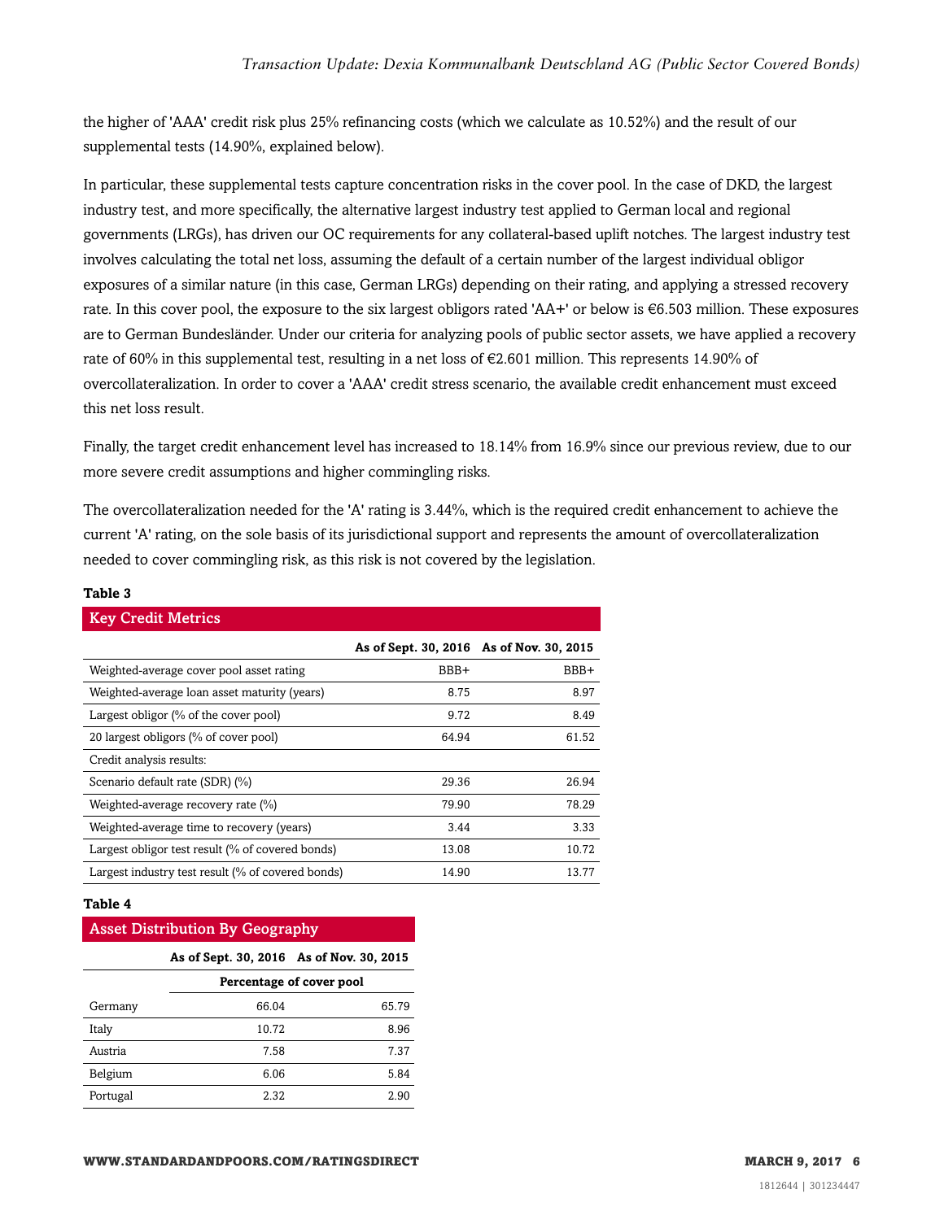the higher of 'AAA' credit risk plus 25% refinancing costs (which we calculate as 10.52%) and the result of our supplemental tests (14.90%, explained below).

In particular, these supplemental tests capture concentration risks in the cover pool. In the case of DKD, the largest industry test, and more specifically, the alternative largest industry test applied to German local and regional governments (LRGs), has driven our OC requirements for any collateral-based uplift notches. The largest industry test involves calculating the total net loss, assuming the default of a certain number of the largest individual obligor exposures of a similar nature (in this case, German LRGs) depending on their rating, and applying a stressed recovery rate. In this cover pool, the exposure to the six largest obligors rated 'AA+' or below is €6.503 million. These exposures are to German Bundesländer. Under our criteria for analyzing pools of public sector assets, we have applied a recovery rate of 60% in this supplemental test, resulting in a net loss of €2.601 million. This represents 14.90% of overcollateralization. In order to cover a 'AAA' credit stress scenario, the available credit enhancement must exceed this net loss result.

Finally, the target credit enhancement level has increased to 18.14% from 16.9% since our previous review, due to our more severe credit assumptions and higher commingling risks.

The overcollateralization needed for the 'A' rating is 3.44%, which is the required credit enhancement to achieve the current 'A' rating, on the sole basis of its jurisdictional support and represents the amount of overcollateralization needed to cover commingling risk, as this risk is not covered by the legislation.

**Table 3**

**Key Credit Metrics**

| | As of Sept. 30, 2016 | As of Nov. 30, 2015 |
|---|---|---|
| Weighted-average cover pool asset rating | BBB+ | BBB+ |
| Weighted-average loan asset maturity (years) | 8.75 | 8.97 |
| Largest obligor (% of the cover pool) | 9.72 | 8.49 |
| 20 largest obligors (% of cover pool) | 64.94 | 61.52 |
| Credit analysis results: | | |
| Scenario default rate (SDR) (%) | 29.36 | 26.94 |
| Weighted-average recovery rate (%) | 79.90 | 78.29 |
| Weighted-average time to recovery (years) | 3.44 | 3.33 |
| Largest obligor test result (% of covered bonds) | 13.08 | 10.72 |
| Largest industry test result (% of covered bonds) | 14.90 | 13.77 |

**Table 4**

**Asset Distribution By Geography**

| | As of Sept. 30, 2016 | As of Nov. 30, 2015 |
|---|---|---|
| | Percentage of cover pool | |
| Germany | 66.04 | 65.79 |
| Italy | 10.72 | 8.96 |
| Austria | 7.58 | 7.37 |
| Belgium | 6.06 | 5.84 |
| Portugal | 2.32 | 2.90 |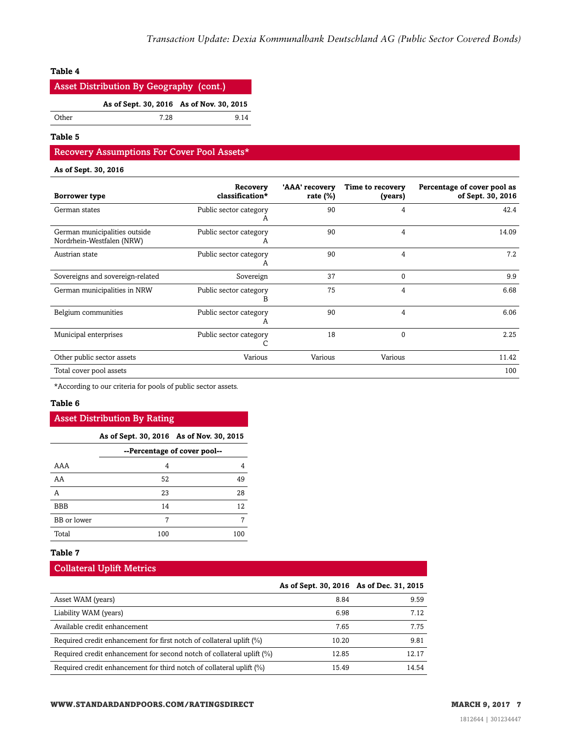**Table 4**

**Asset Distribution By Geography (cont.)**

| | As of Sept. 30, 2016 | As of Nov. 30, 2015 |
|---|---|---|
| Other | 7.28 | 9.14 |

**Table 5**

**Recovery Assumptions For Cover Pool Assets***

**As of Sept. 30, 2016**

| Borrower type | Recovery classification* | 'AAA' recovery rate (%) | Time to recovery (years) | Percentage of cover pool as of Sept. 30, 2016 |
|---|---|---|---|---|
| German states | Public sector category A | 90 | 4 | 42.4 |
| German municipalities outside Nordrhein-Westfalen (NRW) | Public sector category A | 90 | 4 | 14.09 |
| Austrian state | Public sector category A | 90 | 4 | 7.2 |
| Sovereigns and sovereign-related | Sovereign | 37 | 0 | 9.9 |
| German municipalities in NRW | Public sector category B | 75 | 4 | 6.68 |
| Belgium communities | Public sector category A | 90 | 4 | 6.06 |
| Municipal enterprises | Public sector category C | 18 | 0 | 2.25 |
| Other public sector assets | Various | Various | Various | 11.42 |
| Total cover pool assets | | | | 100 |

*According to our criteria for pools of public sector assets.

**Table 6**

**Asset Distribution By Rating**

| | As of Sept. 30, 2016 | As of Nov. 30, 2015 |
|---|---|---|
| | --Percentage of cover pool-- | |
| AAA | 4 | 4 |
| AA | 52 | 49 |
| A | 23 | 28 |
| BBB | 14 | 12 |
| BB or lower | 7 | 7 |
| Total | 100 | 100 |

**Table 7**

**Collateral Uplift Metrics**

| | As of Sept. 30, 2016 | As of Dec. 31, 2015 |
|---|---|---|
| Asset WAM (years) | 8.84 | 9.59 |
| Liability WAM (years) | 6.98 | 7.12 |
| Available credit enhancement | 7.65 | 7.75 |
| Required credit enhancement for first notch of collateral uplift (%) | 10.20 | 9.81 |
| Required credit enhancement for second notch of collateral uplift (%) | 12.85 | 12.17 |
| Required credit enhancement for third notch of collateral uplift (%) | 15.49 | 14.54 |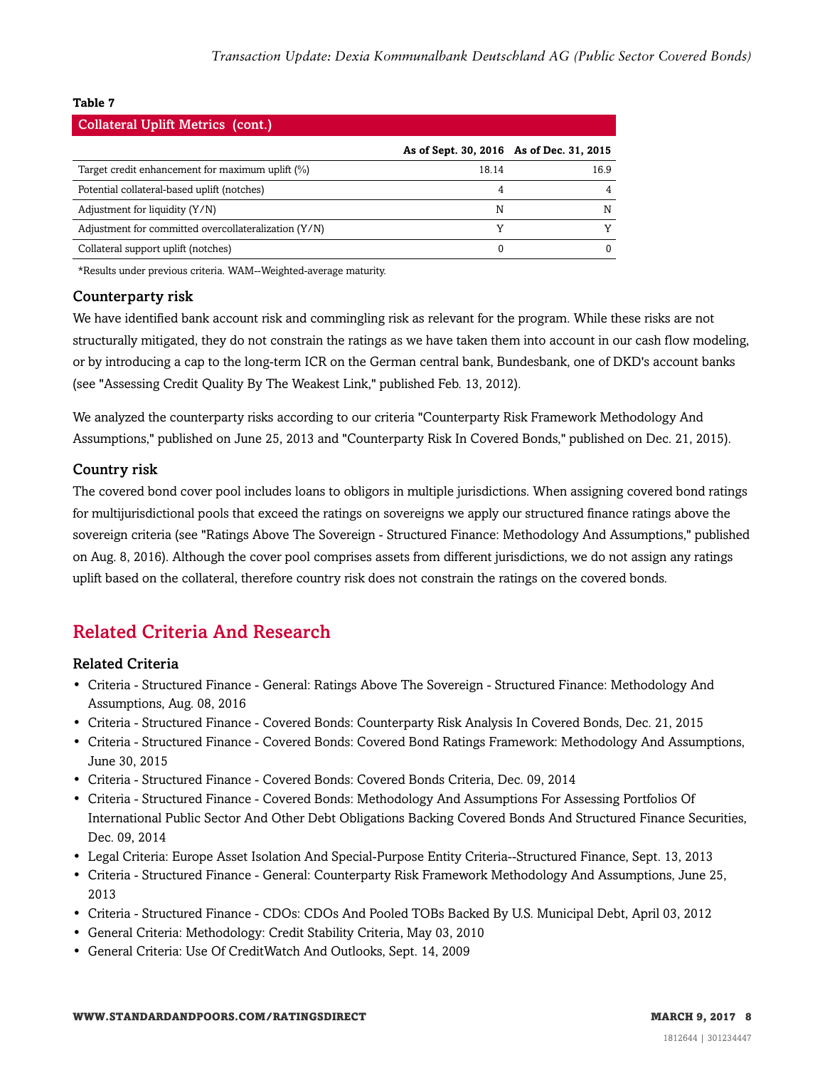**Table 7**

| Collateral Uplift Metrics (cont.) | | |
|---|---|---|
| | As of Sept. 30, 2016 | As of Dec. 31, 2015 |
| Target credit enhancement for maximum uplift (%) | 18.14 | 16.9 |
| Potential collateral-based uplift (notches) | 4 | 4 |
| Adjustment for liquidity (Y/N) | N | N |
| Adjustment for committed overcollateralization (Y/N) | Y | Y |
| Collateral support uplift (notches) | 0 | 0 |

*Results under previous criteria. WAM--Weighted-average maturity.

### Counterparty risk

We have identified bank account risk and commingling risk as relevant for the program. While these risks are not structurally mitigated, they do not constrain the ratings as we have taken them into account in our cash flow modeling, or by introducing a cap to the long-term ICR on the German central bank, Bundesbank, one of DKD's account banks (see "Assessing Credit Quality By The Weakest Link," published Feb. 13, 2012).

We analyzed the counterparty risks according to our criteria "Counterparty Risk Framework Methodology And Assumptions," published on June 25, 2013 and "Counterparty Risk In Covered Bonds," published on Dec. 21, 2015).

### Country risk

The covered bond cover pool includes loans to obligors in multiple jurisdictions. When assigning covered bond ratings for multijurisdictional pools that exceed the ratings on sovereigns we apply our structured finance ratings above the sovereign criteria (see "Ratings Above The Sovereign - Structured Finance: Methodology And Assumptions," published on Aug. 8, 2016). Although the cover pool comprises assets from different jurisdictions, we do not assign any ratings uplift based on the collateral, therefore country risk does not constrain the ratings on the covered bonds.

## Related Criteria And Research

### Related Criteria

- Criteria - Structured Finance - General: Ratings Above The Sovereign - Structured Finance: Methodology And Assumptions, Aug. 08, 2016
- Criteria - Structured Finance - Covered Bonds: Counterparty Risk Analysis In Covered Bonds, Dec. 21, 2015
- Criteria - Structured Finance - Covered Bonds: Covered Bond Ratings Framework: Methodology And Assumptions, June 30, 2015
- Criteria - Structured Finance - Covered Bonds: Covered Bonds Criteria, Dec. 09, 2014
- Criteria - Structured Finance - Covered Bonds: Methodology And Assumptions For Assessing Portfolios Of International Public Sector And Other Debt Obligations Backing Covered Bonds And Structured Finance Securities, Dec. 09, 2014
- Legal Criteria: Europe Asset Isolation And Special-Purpose Entity Criteria--Structured Finance, Sept. 13, 2013
- Criteria - Structured Finance - General: Counterparty Risk Framework Methodology And Assumptions, June 25, 2013
- Criteria - Structured Finance - CDOs: CDOs And Pooled TOBs Backed By U.S. Municipal Debt, April 03, 2012
- General Criteria: Methodology: Credit Stability Criteria, May 03, 2010
- General Criteria: Use Of CreditWatch And Outlooks, Sept. 14, 2009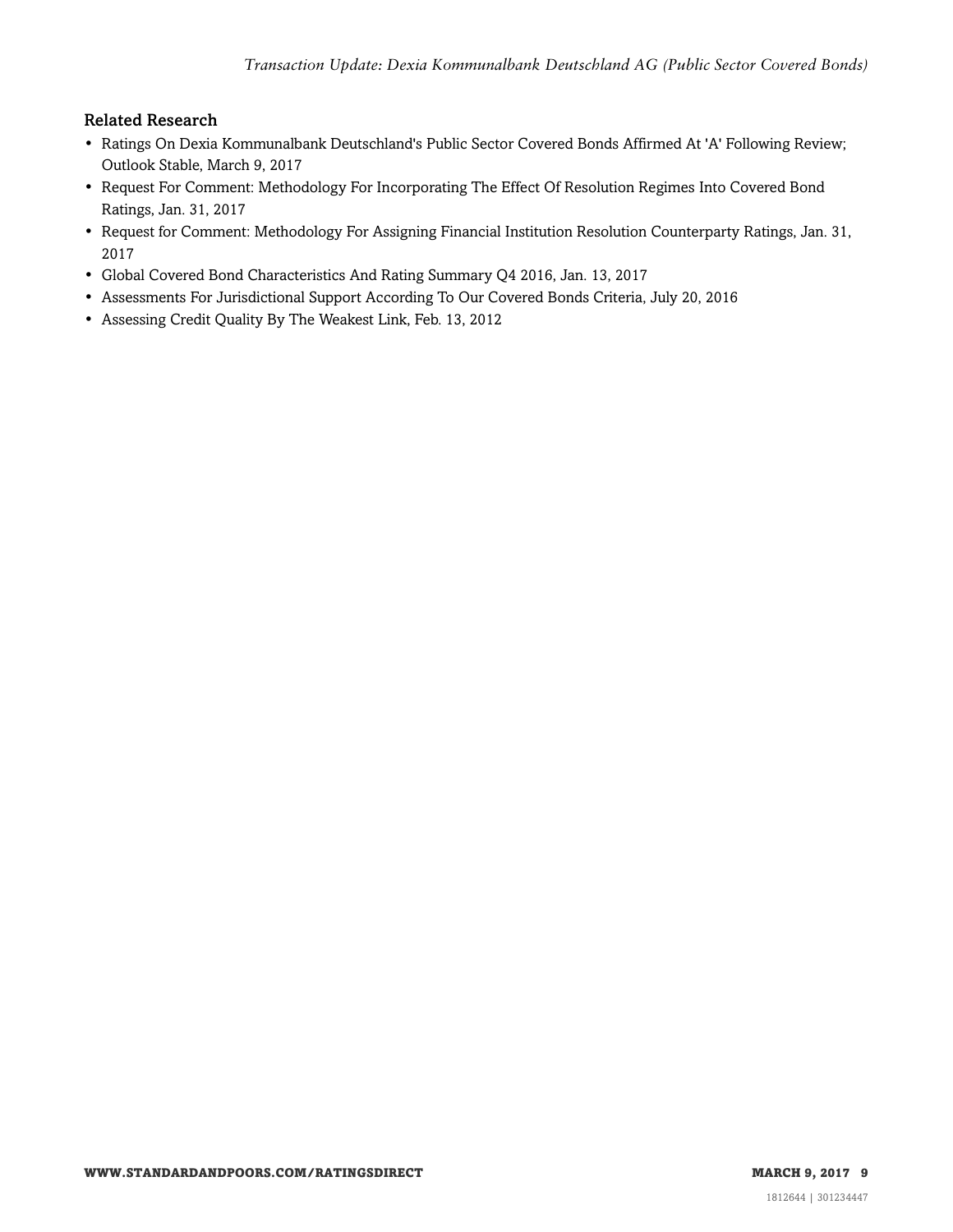## Related Research

- Ratings On Dexia Kommunalbank Deutschland's Public Sector Covered Bonds Affirmed At 'A' Following Review; Outlook Stable, March 9, 2017
- Request For Comment: Methodology For Incorporating The Effect Of Resolution Regimes Into Covered Bond Ratings, Jan. 31, 2017
- Request for Comment: Methodology For Assigning Financial Institution Resolution Counterparty Ratings, Jan. 31, 2017
- Global Covered Bond Characteristics And Rating Summary Q4 2016, Jan. 13, 2017
- Assessments For Jurisdictional Support According To Our Covered Bonds Criteria, July 20, 2016
- Assessing Credit Quality By The Weakest Link, Feb. 13, 2012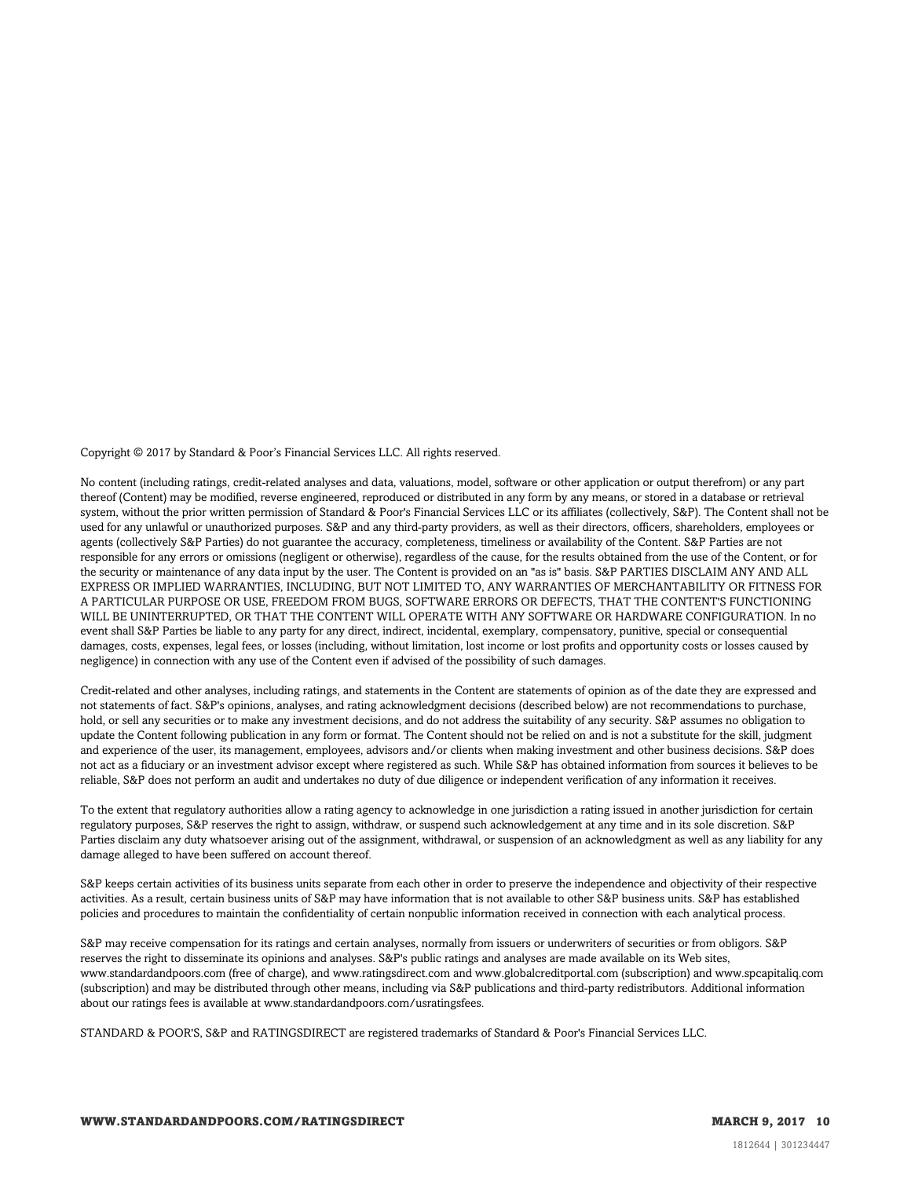Copyright © 2017 by Standard & Poor's Financial Services LLC. All rights reserved.

No content (including ratings, credit-related analyses and data, valuations, model, software or other application or output therefrom) or any part thereof (Content) may be modified, reverse engineered, reproduced or distributed in any form by any means, or stored in a database or retrieval system, without the prior written permission of Standard & Poor's Financial Services LLC or its affiliates (collectively, S&P). The Content shall not be used for any unlawful or unauthorized purposes. S&P and any third-party providers, as well as their directors, officers, shareholders, employees or agents (collectively S&P Parties) do not guarantee the accuracy, completeness, timeliness or availability of the Content. S&P Parties are not responsible for any errors or omissions (negligent or otherwise), regardless of the cause, for the results obtained from the use of the Content, or for the security or maintenance of any data input by the user. The Content is provided on an "as is" basis. S&P PARTIES DISCLAIM ANY AND ALL EXPRESS OR IMPLIED WARRANTIES, INCLUDING, BUT NOT LIMITED TO, ANY WARRANTIES OF MERCHANTABILITY OR FITNESS FOR A PARTICULAR PURPOSE OR USE, FREEDOM FROM BUGS, SOFTWARE ERRORS OR DEFECTS, THAT THE CONTENT'S FUNCTIONING WILL BE UNINTERRUPTED, OR THAT THE CONTENT WILL OPERATE WITH ANY SOFTWARE OR HARDWARE CONFIGURATION. In no event shall S&P Parties be liable to any party for any direct, indirect, incidental, exemplary, compensatory, punitive, special or consequential damages, costs, expenses, legal fees, or losses (including, without limitation, lost income or lost profits and opportunity costs or losses caused by negligence) in connection with any use of the Content even if advised of the possibility of such damages.

Credit-related and other analyses, including ratings, and statements in the Content are statements of opinion as of the date they are expressed and not statements of fact. S&P's opinions, analyses, and rating acknowledgment decisions (described below) are not recommendations to purchase, hold, or sell any securities or to make any investment decisions, and do not address the suitability of any security. S&P assumes no obligation to update the Content following publication in any form or format. The Content should not be relied on and is not a substitute for the skill, judgment and experience of the user, its management, employees, advisors and/or clients when making investment and other business decisions. S&P does not act as a fiduciary or an investment advisor except where registered as such. While S&P has obtained information from sources it believes to be reliable, S&P does not perform an audit and undertakes no duty of due diligence or independent verification of any information it receives.

To the extent that regulatory authorities allow a rating agency to acknowledge in one jurisdiction a rating issued in another jurisdiction for certain regulatory purposes, S&P reserves the right to assign, withdraw, or suspend such acknowledgement at any time and in its sole discretion. S&P Parties disclaim any duty whatsoever arising out of the assignment, withdrawal, or suspension of an acknowledgment as well as any liability for any damage alleged to have been suffered on account thereof.

S&P keeps certain activities of its business units separate from each other in order to preserve the independence and objectivity of their respective activities. As a result, certain business units of S&P may have information that is not available to other S&P business units. S&P has established policies and procedures to maintain the confidentiality of certain nonpublic information received in connection with each analytical process.

S&P may receive compensation for its ratings and certain analyses, normally from issuers or underwriters of securities or from obligors. S&P reserves the right to disseminate its opinions and analyses. S&P's public ratings and analyses are made available on its Web sites, www.standardandpoors.com (free of charge), and www.ratingsdirect.com and www.globalcreditportal.com (subscription) and www.spcapitaliq.com (subscription) and may be distributed through other means, including via S&P publications and third-party redistributors. Additional information about our ratings fees is available at www.standardandpoors.com/usratingsfees.

STANDARD & POOR'S, S&P and RATINGSDIRECT are registered trademarks of Standard & Poor's Financial Services LLC.